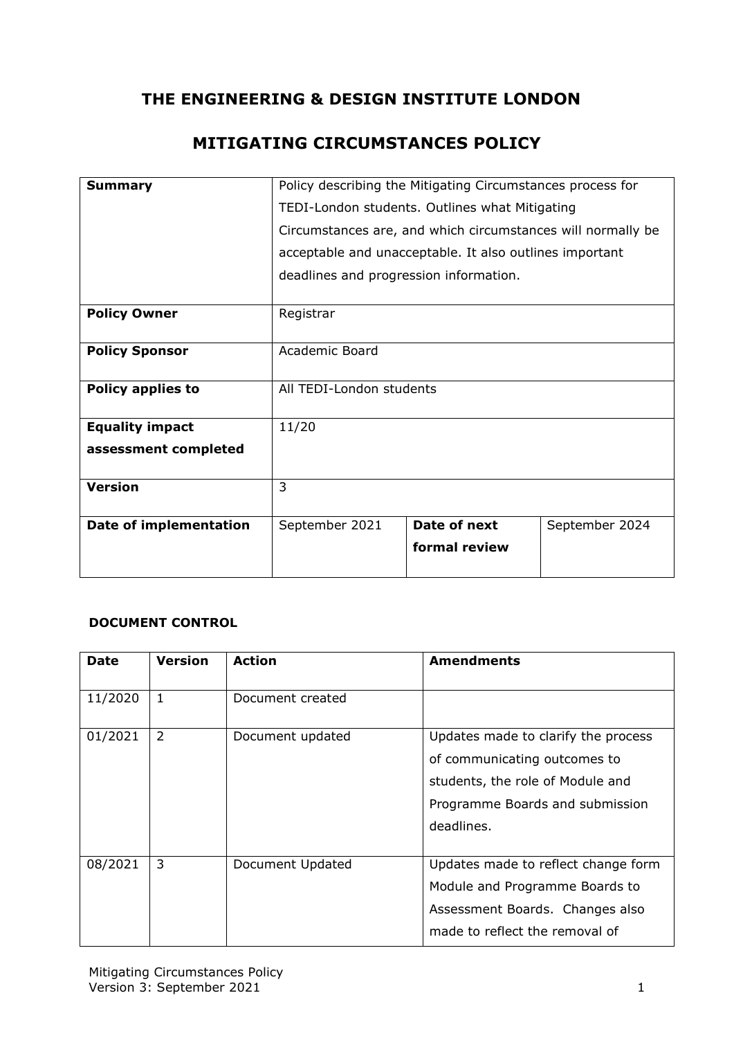# THE ENGINEERING & DESIGN INSTITUTE LONDON

## MITIGATING CIRCUMSTANCES POLICY

| **Summary** | Policy describing the Mitigating Circumstances process for TEDI-London students. Outlines what Mitigating Circumstances are, and which circumstances will normally be acceptable and unacceptable. It also outlines important deadlines and progression information. | | |
|---|---|---|---|
| **Policy Owner** | Registrar | | |
| **Policy Sponsor** | Academic Board | | |
| **Policy applies to** | All TEDI-London students | | |
| **Equality impact assessment completed** | 11/20 | | |
| **Version** | 3 | | |
| **Date of implementation** | September 2021 | **Date of next formal review** | September 2024 |

**DOCUMENT CONTROL**

| **Date** | **Version** | **Action** | **Amendments** |
|---|---|---|---|
| 11/2020 | 1 | Document created | |
| 01/2021 | 2 | Document updated | Updates made to clarify the process of communicating outcomes to students, the role of Module and Programme Boards and submission deadlines. |
| 08/2021 | 3 | Document Updated | Updates made to reflect change form Module and Programme Boards to Assessment Boards. Changes also made to reflect the removal of |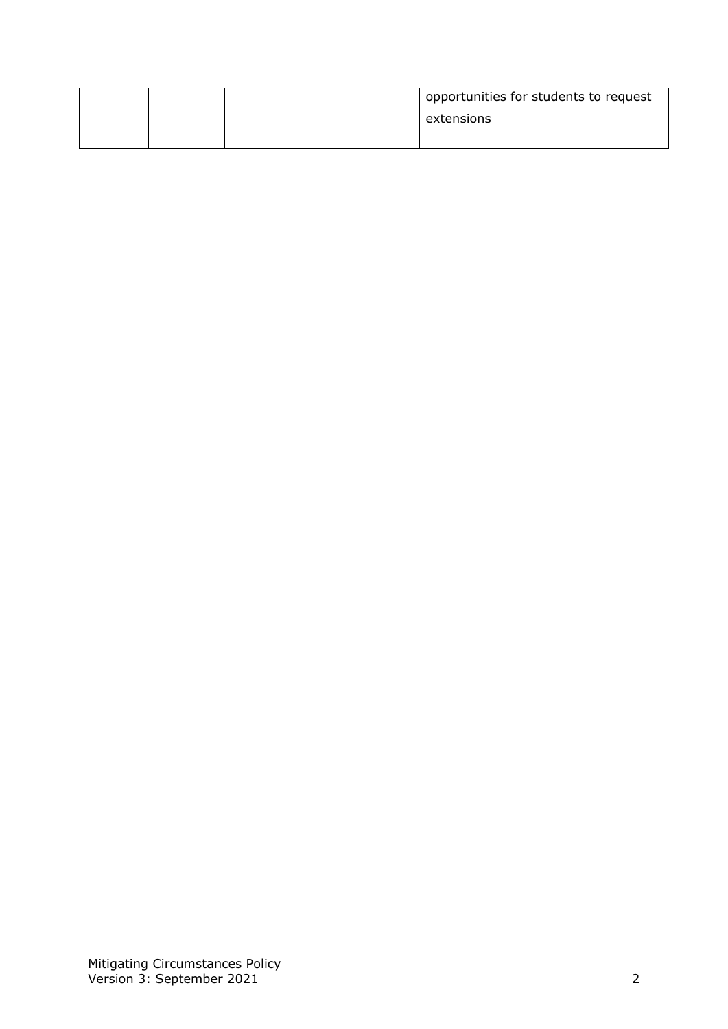| | | | |
|---|---|---|---|
| | | | opportunities for students to request extensions |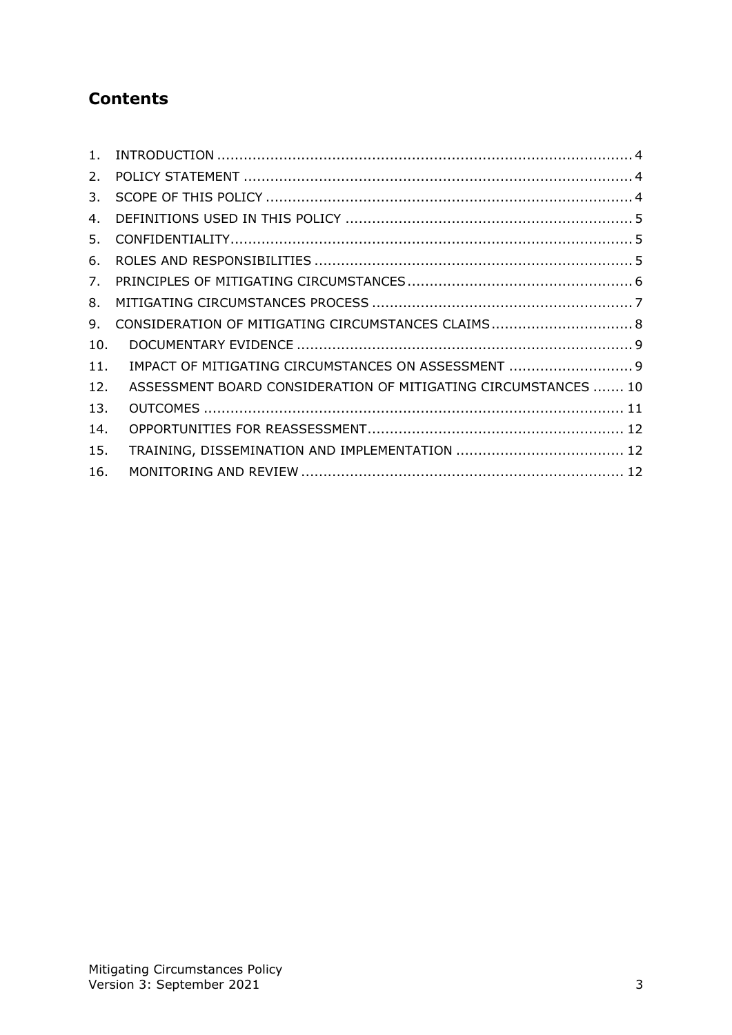## Contents

1. INTRODUCTION .......... 4
2. POLICY STATEMENT .......... 4
3. SCOPE OF THIS POLICY .......... 4
4. DEFINITIONS USED IN THIS POLICY .......... 5
5. CONFIDENTIALITY .......... 5
6. ROLES AND RESPONSIBILITIES .......... 5
7. PRINCIPLES OF MITIGATING CIRCUMSTANCES .......... 6
8. MITIGATING CIRCUMSTANCES PROCESS .......... 7
9. CONSIDERATION OF MITIGATING CIRCUMSTANCES CLAIMS .......... 8
10. DOCUMENTARY EVIDENCE .......... 9
11. IMPACT OF MITIGATING CIRCUMSTANCES ON ASSESSMENT .......... 9
12. ASSESSMENT BOARD CONSIDERATION OF MITIGATING CIRCUMSTANCES .......... 10
13. OUTCOMES .......... 11
14. OPPORTUNITIES FOR REASSESSMENT .......... 12
15. TRAINING, DISSEMINATION AND IMPLEMENTATION .......... 12
16. MONITORING AND REVIEW .......... 12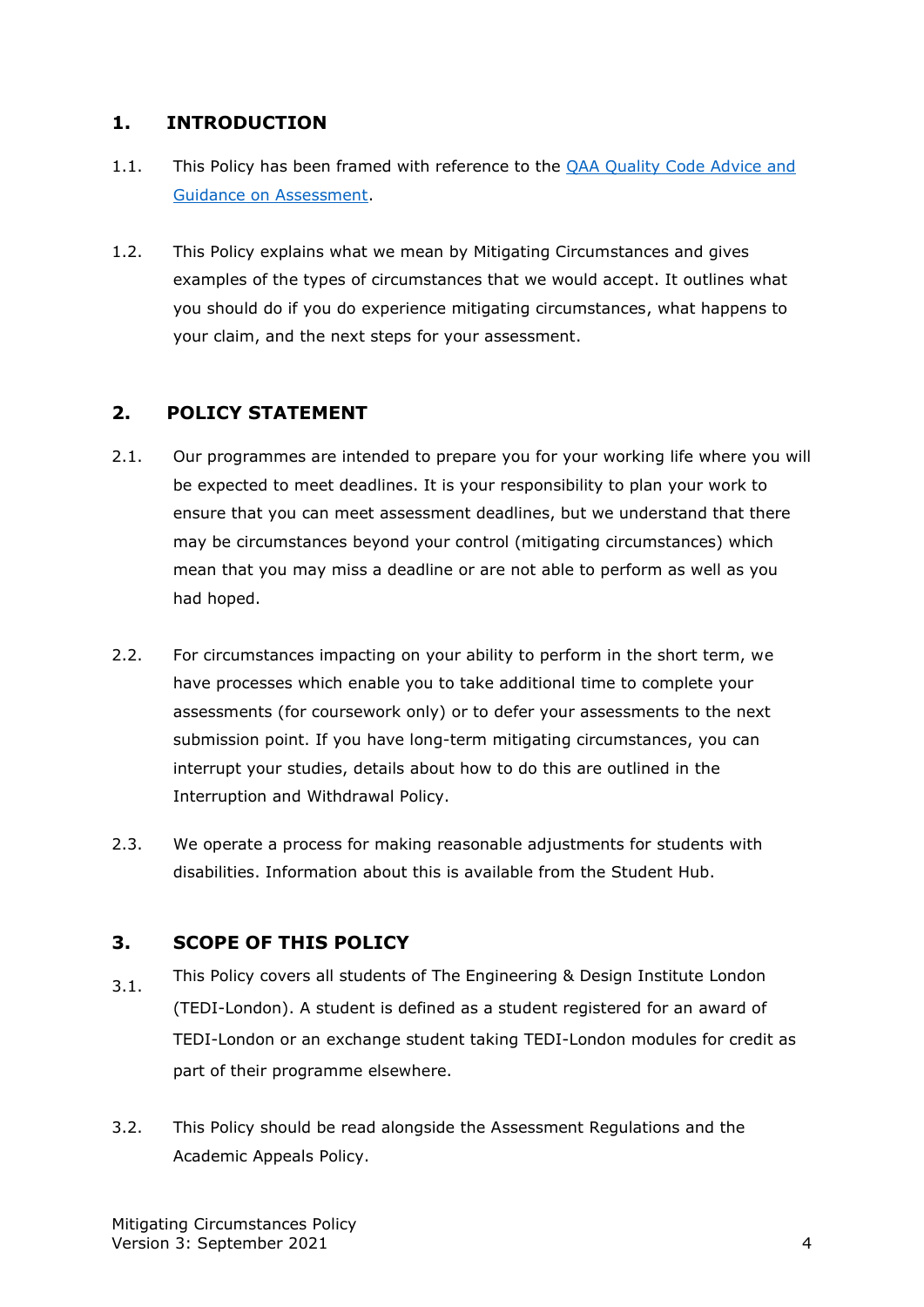## 1. INTRODUCTION

1.1. This Policy has been framed with reference to the [QAA Quality Code Advice and Guidance on Assessment](#).

1.2. This Policy explains what we mean by Mitigating Circumstances and gives examples of the types of circumstances that we would accept. It outlines what you should do if you do experience mitigating circumstances, what happens to your claim, and the next steps for your assessment.

## 2. POLICY STATEMENT

2.1. Our programmes are intended to prepare you for your working life where you will be expected to meet deadlines. It is your responsibility to plan your work to ensure that you can meet assessment deadlines, but we understand that there may be circumstances beyond your control (mitigating circumstances) which mean that you may miss a deadline or are not able to perform as well as you had hoped.

2.2. For circumstances impacting on your ability to perform in the short term, we have processes which enable you to take additional time to complete your assessments (for coursework only) or to defer your assessments to the next submission point. If you have long-term mitigating circumstances, you can interrupt your studies, details about how to do this are outlined in the Interruption and Withdrawal Policy.

2.3. We operate a process for making reasonable adjustments for students with disabilities. Information about this is available from the Student Hub.

## 3. SCOPE OF THIS POLICY

3.1. This Policy covers all students of The Engineering & Design Institute London (TEDI-London). A student is defined as a student registered for an award of TEDI-London or an exchange student taking TEDI-London modules for credit as part of their programme elsewhere.

3.2. This Policy should be read alongside the Assessment Regulations and the Academic Appeals Policy.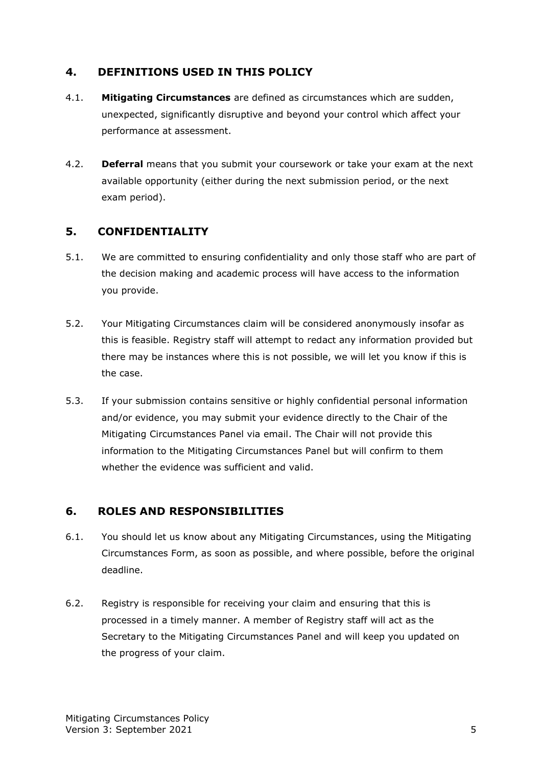## 4. DEFINITIONS USED IN THIS POLICY

4.1. **Mitigating Circumstances** are defined as circumstances which are sudden, unexpected, significantly disruptive and beyond your control which affect your performance at assessment.

4.2. **Deferral** means that you submit your coursework or take your exam at the next available opportunity (either during the next submission period, or the next exam period).

## 5. CONFIDENTIALITY

5.1. We are committed to ensuring confidentiality and only those staff who are part of the decision making and academic process will have access to the information you provide.

5.2. Your Mitigating Circumstances claim will be considered anonymously insofar as this is feasible. Registry staff will attempt to redact any information provided but there may be instances where this is not possible, we will let you know if this is the case.

5.3. If your submission contains sensitive or highly confidential personal information and/or evidence, you may submit your evidence directly to the Chair of the Mitigating Circumstances Panel via email. The Chair will not provide this information to the Mitigating Circumstances Panel but will confirm to them whether the evidence was sufficient and valid.

## 6. ROLES AND RESPONSIBILITIES

6.1. You should let us know about any Mitigating Circumstances, using the Mitigating Circumstances Form, as soon as possible, and where possible, before the original deadline.

6.2. Registry is responsible for receiving your claim and ensuring that this is processed in a timely manner. A member of Registry staff will act as the Secretary to the Mitigating Circumstances Panel and will keep you updated on the progress of your claim.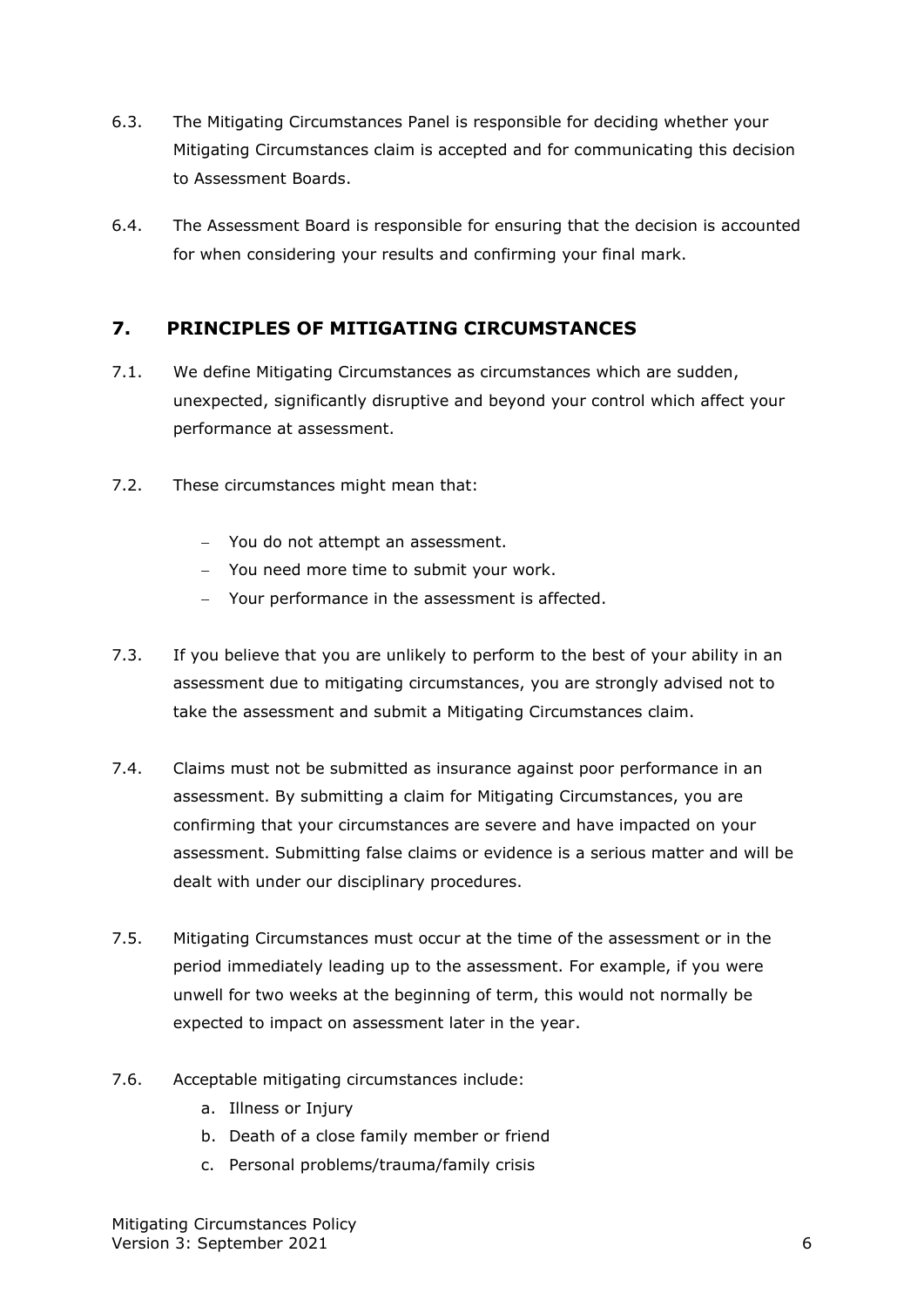6.3. The Mitigating Circumstances Panel is responsible for deciding whether your Mitigating Circumstances claim is accepted and for communicating this decision to Assessment Boards.

6.4. The Assessment Board is responsible for ensuring that the decision is accounted for when considering your results and confirming your final mark.

## 7. PRINCIPLES OF MITIGATING CIRCUMSTANCES

7.1. We define Mitigating Circumstances as circumstances which are sudden, unexpected, significantly disruptive and beyond your control which affect your performance at assessment.

7.2. These circumstances might mean that:

- You do not attempt an assessment.
- You need more time to submit your work.
- Your performance in the assessment is affected.

7.3. If you believe that you are unlikely to perform to the best of your ability in an assessment due to mitigating circumstances, you are strongly advised not to take the assessment and submit a Mitigating Circumstances claim.

7.4. Claims must not be submitted as insurance against poor performance in an assessment. By submitting a claim for Mitigating Circumstances, you are confirming that your circumstances are severe and have impacted on your assessment. Submitting false claims or evidence is a serious matter and will be dealt with under our disciplinary procedures.

7.5. Mitigating Circumstances must occur at the time of the assessment or in the period immediately leading up to the assessment. For example, if you were unwell for two weeks at the beginning of term, this would not normally be expected to impact on assessment later in the year.

7.6. Acceptable mitigating circumstances include:

   a. Illness or Injury
   b. Death of a close family member or friend
   c. Personal problems/trauma/family crisis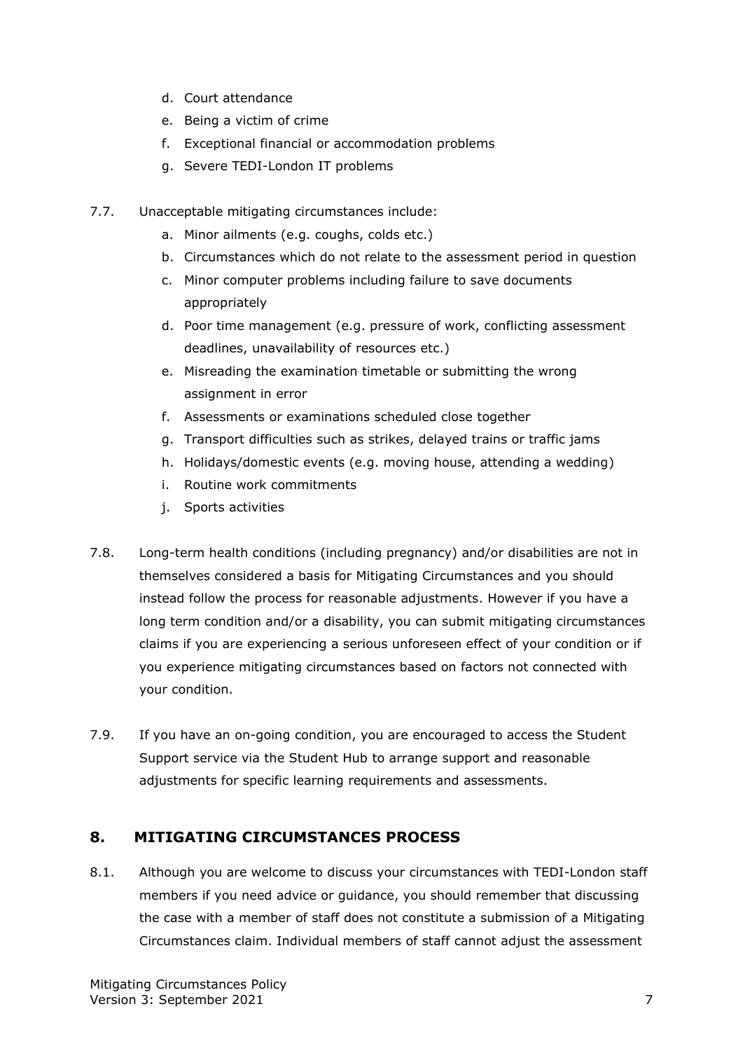d. Court attendance
e. Being a victim of crime
f. Exceptional financial or accommodation problems
g. Severe TEDI-London IT problems

7.7. Unacceptable mitigating circumstances include:

a. Minor ailments (e.g. coughs, colds etc.)
b. Circumstances which do not relate to the assessment period in question
c. Minor computer problems including failure to save documents appropriately
d. Poor time management (e.g. pressure of work, conflicting assessment deadlines, unavailability of resources etc.)
e. Misreading the examination timetable or submitting the wrong assignment in error
f. Assessments or examinations scheduled close together
g. Transport difficulties such as strikes, delayed trains or traffic jams
h. Holidays/domestic events (e.g. moving house, attending a wedding)
i. Routine work commitments
j. Sports activities

7.8. Long-term health conditions (including pregnancy) and/or disabilities are not in themselves considered a basis for Mitigating Circumstances and you should instead follow the process for reasonable adjustments. However if you have a long term condition and/or a disability, you can submit mitigating circumstances claims if you are experiencing a serious unforeseen effect of your condition or if you experience mitigating circumstances based on factors not connected with your condition.

7.9. If you have an on-going condition, you are encouraged to access the Student Support service via the Student Hub to arrange support and reasonable adjustments for specific learning requirements and assessments.

## 8. MITIGATING CIRCUMSTANCES PROCESS

8.1. Although you are welcome to discuss your circumstances with TEDI-London staff members if you need advice or guidance, you should remember that discussing the case with a member of staff does not constitute a submission of a Mitigating Circumstances claim. Individual members of staff cannot adjust the assessment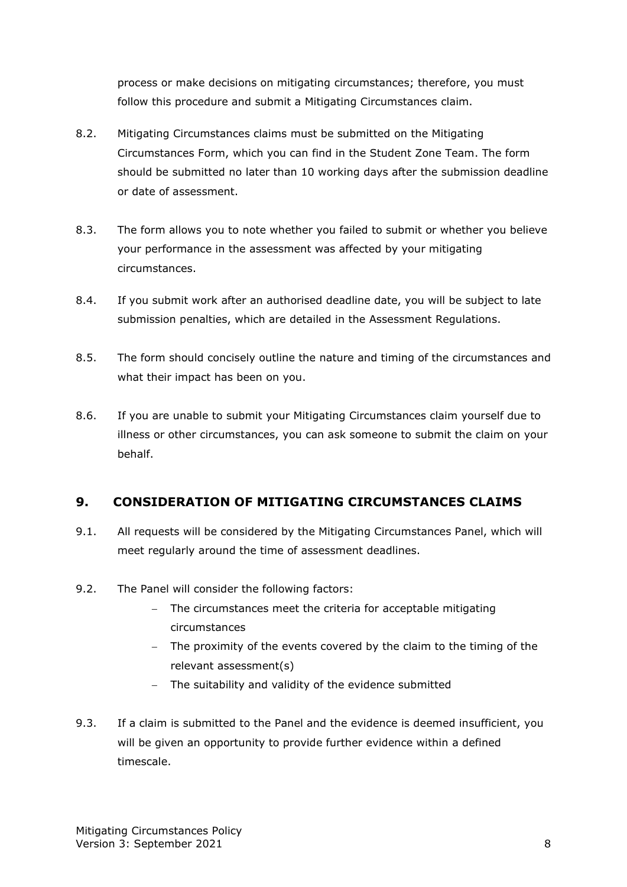process or make decisions on mitigating circumstances; therefore, you must follow this procedure and submit a Mitigating Circumstances claim.

8.2. Mitigating Circumstances claims must be submitted on the Mitigating Circumstances Form, which you can find in the Student Zone Team. The form should be submitted no later than 10 working days after the submission deadline or date of assessment.

8.3. The form allows you to note whether you failed to submit or whether you believe your performance in the assessment was affected by your mitigating circumstances.

8.4. If you submit work after an authorised deadline date, you will be subject to late submission penalties, which are detailed in the Assessment Regulations.

8.5. The form should concisely outline the nature and timing of the circumstances and what their impact has been on you.

8.6. If you are unable to submit your Mitigating Circumstances claim yourself due to illness or other circumstances, you can ask someone to submit the claim on your behalf.

## 9. CONSIDERATION OF MITIGATING CIRCUMSTANCES CLAIMS

9.1. All requests will be considered by the Mitigating Circumstances Panel, which will meet regularly around the time of assessment deadlines.

9.2. The Panel will consider the following factors:

- The circumstances meet the criteria for acceptable mitigating circumstances
- The proximity of the events covered by the claim to the timing of the relevant assessment(s)
- The suitability and validity of the evidence submitted

9.3. If a claim is submitted to the Panel and the evidence is deemed insufficient, you will be given an opportunity to provide further evidence within a defined timescale.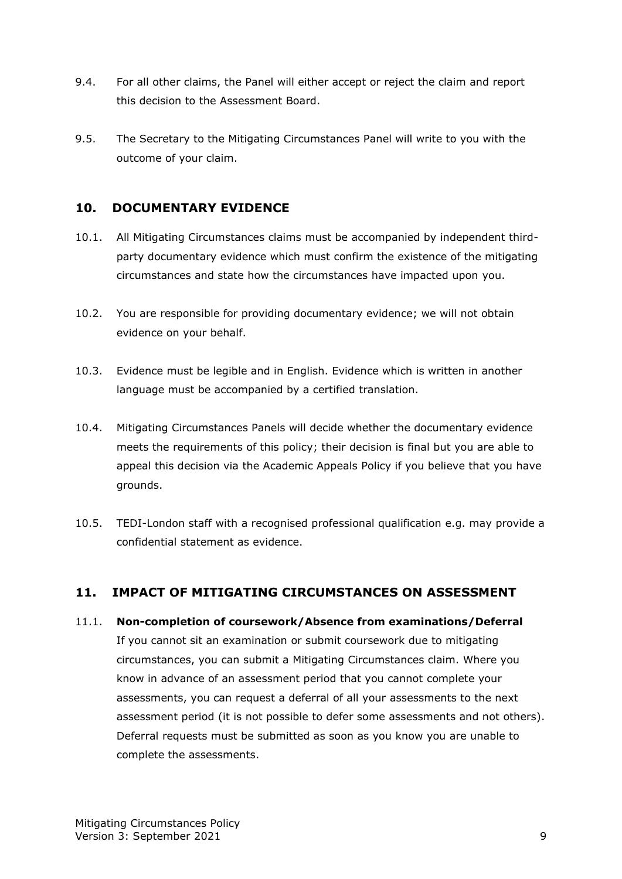9.4. For all other claims, the Panel will either accept or reject the claim and report this decision to the Assessment Board.

9.5. The Secretary to the Mitigating Circumstances Panel will write to you with the outcome of your claim.

## 10. DOCUMENTARY EVIDENCE

10.1. All Mitigating Circumstances claims must be accompanied by independent third-party documentary evidence which must confirm the existence of the mitigating circumstances and state how the circumstances have impacted upon you.

10.2. You are responsible for providing documentary evidence; we will not obtain evidence on your behalf.

10.3. Evidence must be legible and in English. Evidence which is written in another language must be accompanied by a certified translation.

10.4. Mitigating Circumstances Panels will decide whether the documentary evidence meets the requirements of this policy; their decision is final but you are able to appeal this decision via the Academic Appeals Policy if you believe that you have grounds.

10.5. TEDI-London staff with a recognised professional qualification e.g. may provide a confidential statement as evidence.

## 11. IMPACT OF MITIGATING CIRCUMSTANCES ON ASSESSMENT

11.1. **Non-completion of coursework/Absence from examinations/Deferral**
If you cannot sit an examination or submit coursework due to mitigating circumstances, you can submit a Mitigating Circumstances claim. Where you know in advance of an assessment period that you cannot complete your assessments, you can request a deferral of all your assessments to the next assessment period (it is not possible to defer some assessments and not others). Deferral requests must be submitted as soon as you know you are unable to complete the assessments.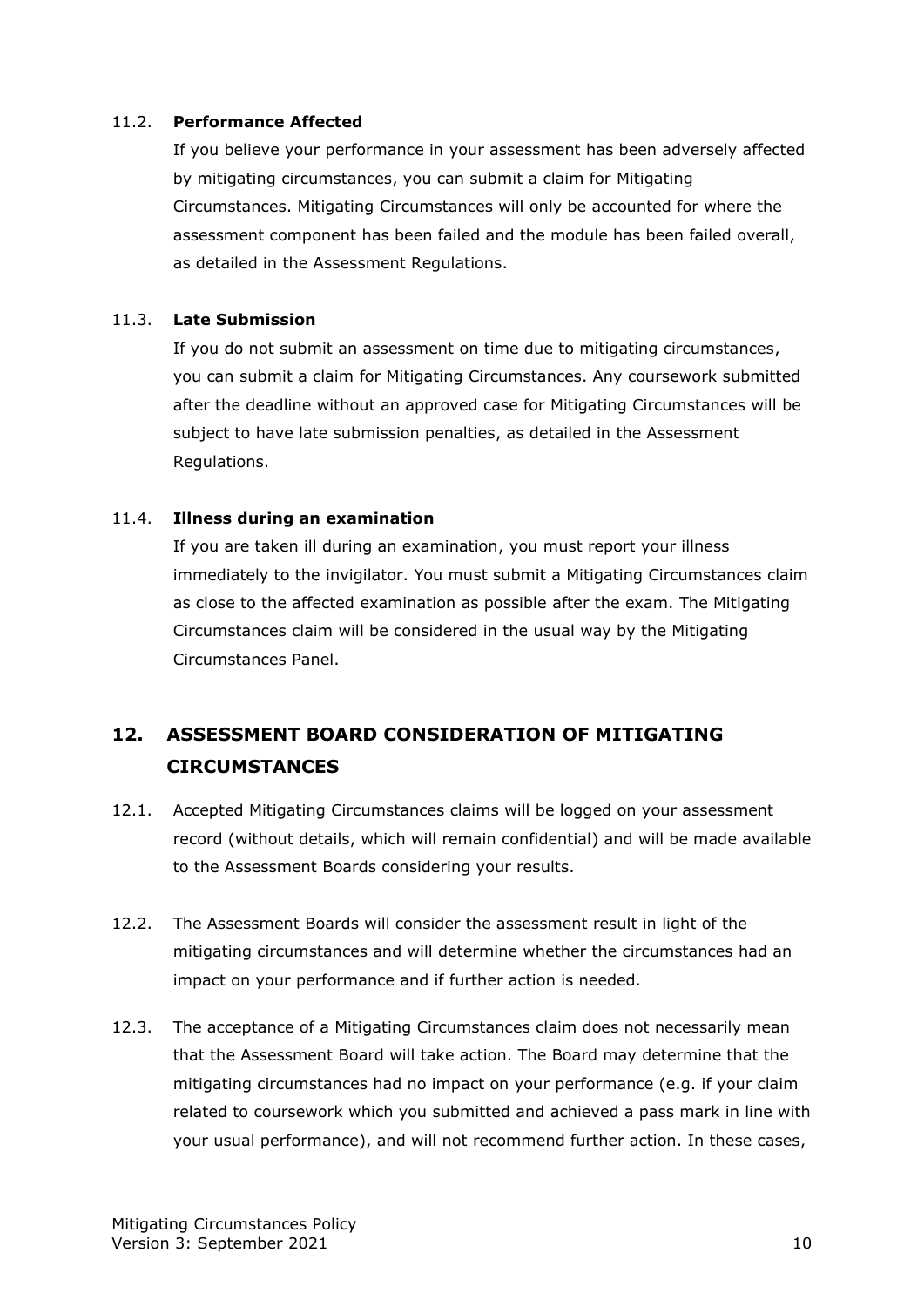### 11.2. **Performance Affected**

If you believe your performance in your assessment has been adversely affected by mitigating circumstances, you can submit a claim for Mitigating Circumstances. Mitigating Circumstances will only be accounted for where the assessment component has been failed and the module has been failed overall, as detailed in the Assessment Regulations.

### 11.3. **Late Submission**

If you do not submit an assessment on time due to mitigating circumstances, you can submit a claim for Mitigating Circumstances. Any coursework submitted after the deadline without an approved case for Mitigating Circumstances will be subject to have late submission penalties, as detailed in the Assessment Regulations.

### 11.4. **Illness during an examination**

If you are taken ill during an examination, you must report your illness immediately to the invigilator. You must submit a Mitigating Circumstances claim as close to the affected examination as possible after the exam. The Mitigating Circumstances claim will be considered in the usual way by the Mitigating Circumstances Panel.

## 12. ASSESSMENT BOARD CONSIDERATION OF MITIGATING CIRCUMSTANCES

12.1. Accepted Mitigating Circumstances claims will be logged on your assessment record (without details, which will remain confidential) and will be made available to the Assessment Boards considering your results.

12.2. The Assessment Boards will consider the assessment result in light of the mitigating circumstances and will determine whether the circumstances had an impact on your performance and if further action is needed.

12.3. The acceptance of a Mitigating Circumstances claim does not necessarily mean that the Assessment Board will take action. The Board may determine that the mitigating circumstances had no impact on your performance (e.g. if your claim related to coursework which you submitted and achieved a pass mark in line with your usual performance), and will not recommend further action. In these cases,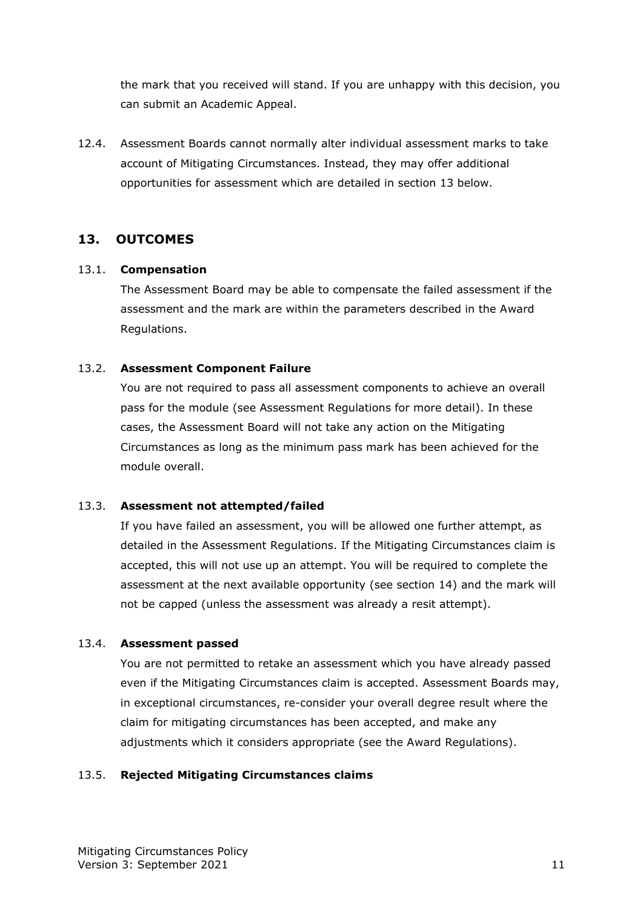the mark that you received will stand. If you are unhappy with this decision, you can submit an Academic Appeal.

12.4. Assessment Boards cannot normally alter individual assessment marks to take account of Mitigating Circumstances. Instead, they may offer additional opportunities for assessment which are detailed in section 13 below.

## 13. OUTCOMES

13.1. **Compensation**

The Assessment Board may be able to compensate the failed assessment if the assessment and the mark are within the parameters described in the Award Regulations.

13.2. **Assessment Component Failure**

You are not required to pass all assessment components to achieve an overall pass for the module (see Assessment Regulations for more detail). In these cases, the Assessment Board will not take any action on the Mitigating Circumstances as long as the minimum pass mark has been achieved for the module overall.

13.3. **Assessment not attempted/failed**

If you have failed an assessment, you will be allowed one further attempt, as detailed in the Assessment Regulations. If the Mitigating Circumstances claim is accepted, this will not use up an attempt. You will be required to complete the assessment at the next available opportunity (see section 14) and the mark will not be capped (unless the assessment was already a resit attempt).

13.4. **Assessment passed**

You are not permitted to retake an assessment which you have already passed even if the Mitigating Circumstances claim is accepted. Assessment Boards may, in exceptional circumstances, re-consider your overall degree result where the claim for mitigating circumstances has been accepted, and make any adjustments which it considers appropriate (see the Award Regulations).

13.5. **Rejected Mitigating Circumstances claims**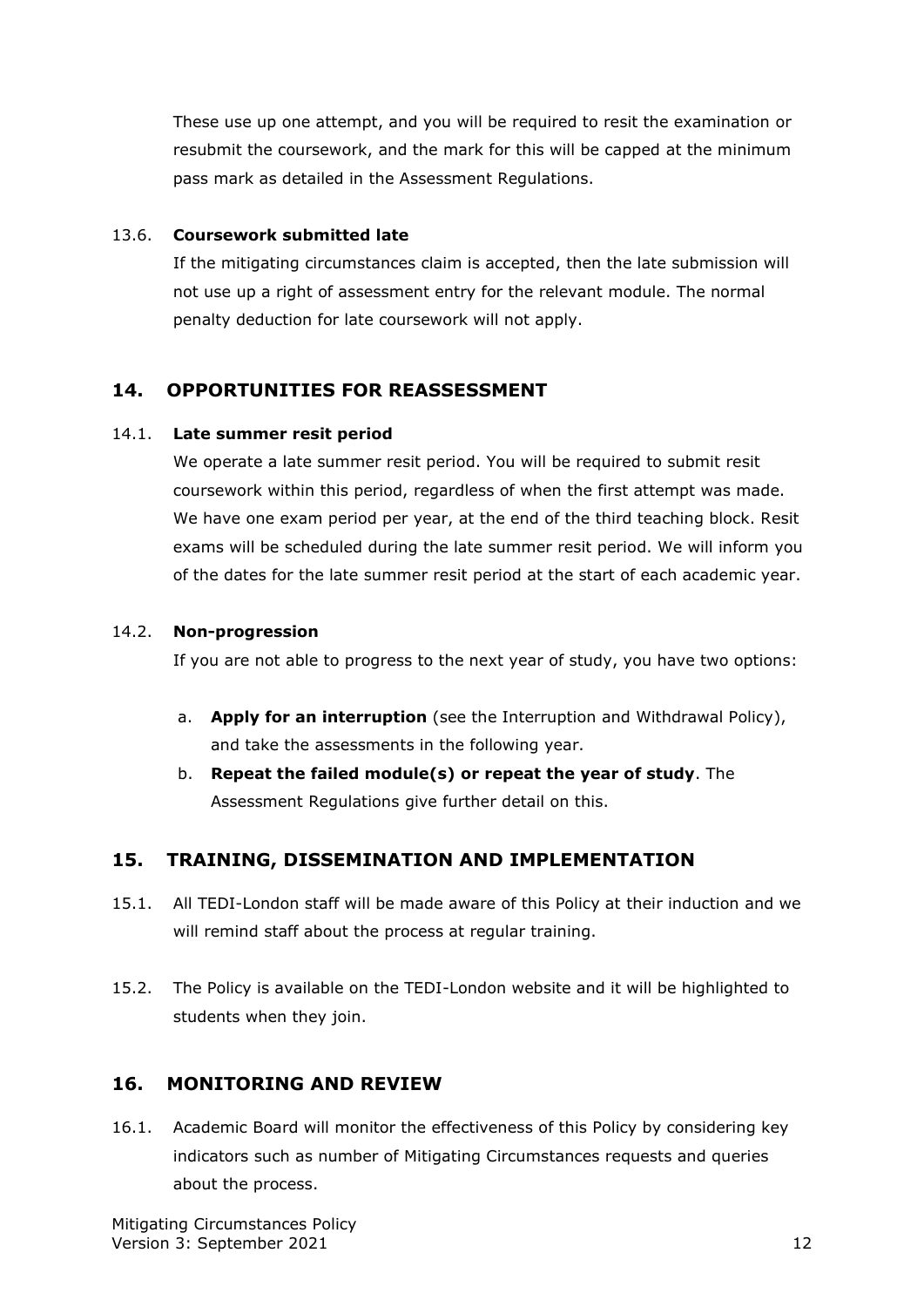These use up one attempt, and you will be required to resit the examination or resubmit the coursework, and the mark for this will be capped at the minimum pass mark as detailed in the Assessment Regulations.

13.6. **Coursework submitted late**

If the mitigating circumstances claim is accepted, then the late submission will not use up a right of assessment entry for the relevant module. The normal penalty deduction for late coursework will not apply.

## 14. OPPORTUNITIES FOR REASSESSMENT

14.1. **Late summer resit period**

We operate a late summer resit period. You will be required to submit resit coursework within this period, regardless of when the first attempt was made. We have one exam period per year, at the end of the third teaching block. Resit exams will be scheduled during the late summer resit period. We will inform you of the dates for the late summer resit period at the start of each academic year.

14.2. **Non-progression**

If you are not able to progress to the next year of study, you have two options:

a. **Apply for an interruption** (see the Interruption and Withdrawal Policy), and take the assessments in the following year.

b. **Repeat the failed module(s) or repeat the year of study**. The Assessment Regulations give further detail on this.

## 15. TRAINING, DISSEMINATION AND IMPLEMENTATION

15.1. All TEDI-London staff will be made aware of this Policy at their induction and we will remind staff about the process at regular training.

15.2. The Policy is available on the TEDI-London website and it will be highlighted to students when they join.

## 16. MONITORING AND REVIEW

16.1. Academic Board will monitor the effectiveness of this Policy by considering key indicators such as number of Mitigating Circumstances requests and queries about the process.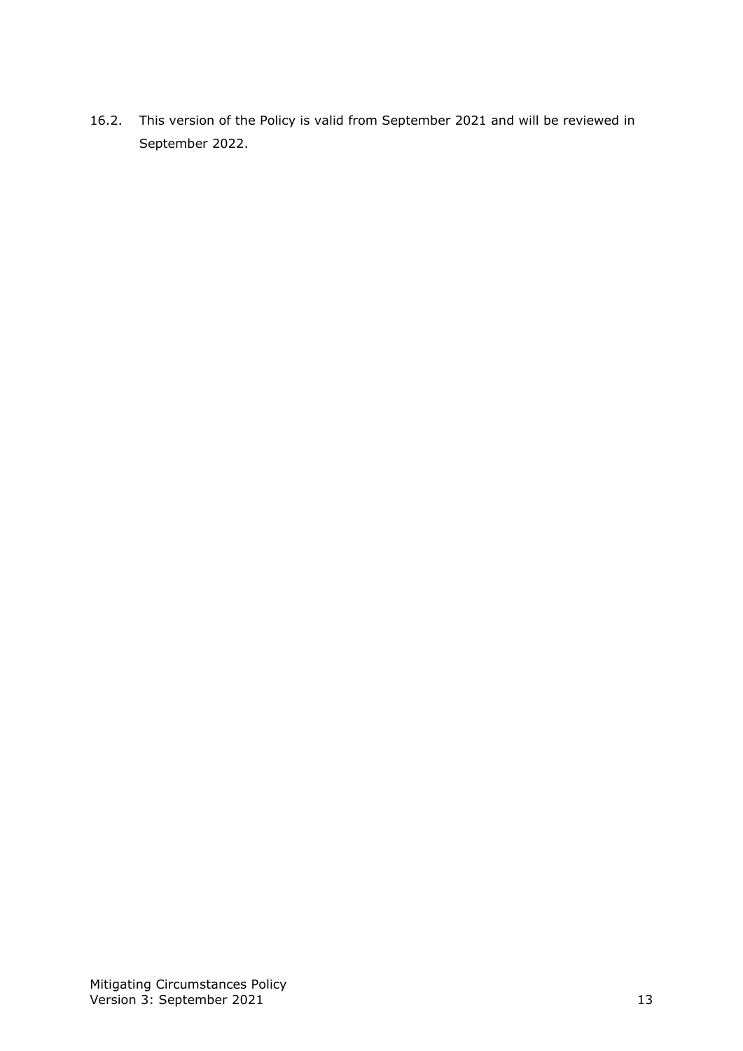16.2. This version of the Policy is valid from September 2021 and will be reviewed in September 2022.